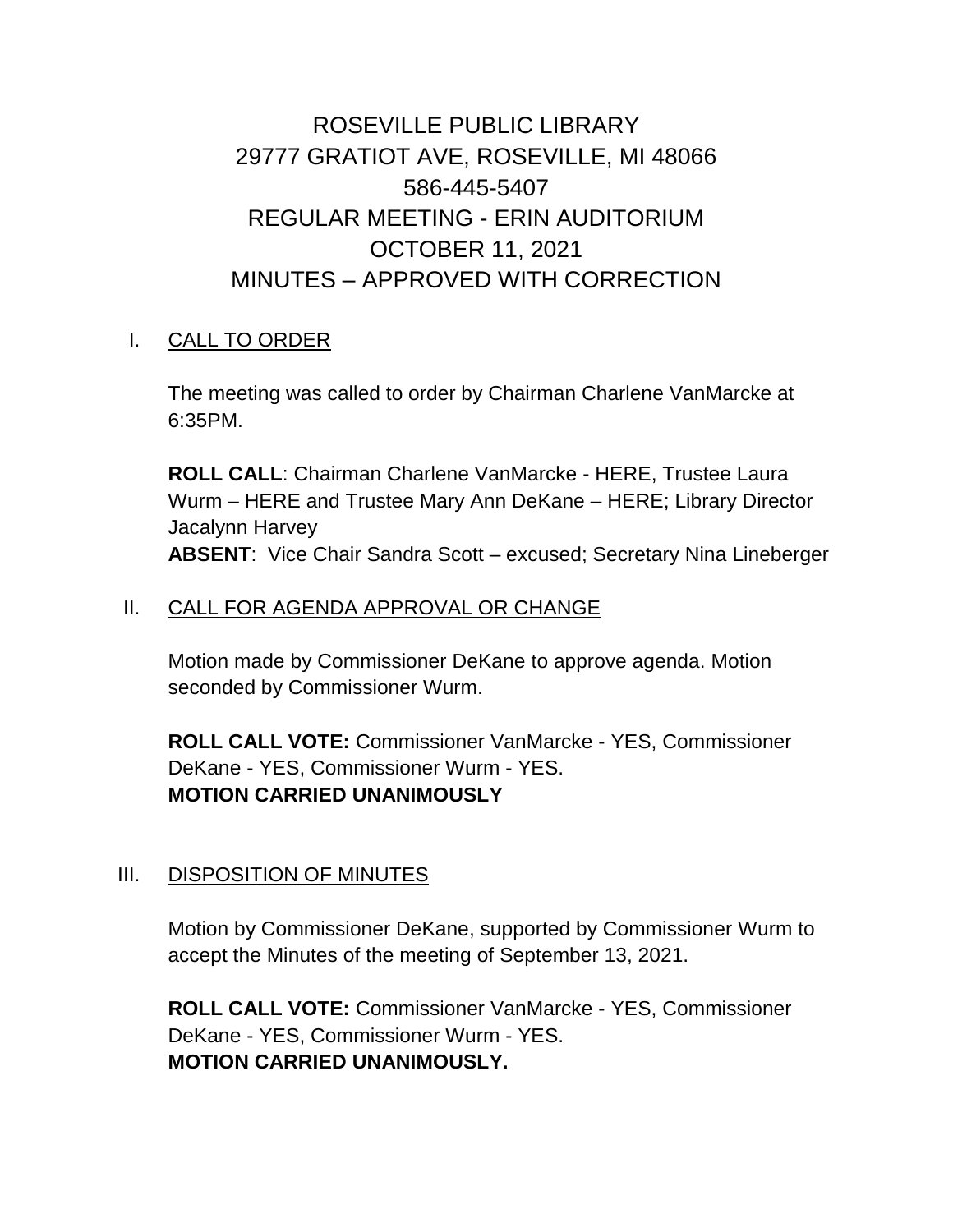# ROSEVILLE PUBLIC LIBRARY
# 29777 GRATIOT AVE, ROSEVILLE, MI 48066
# 586-445-5407
# REGULAR MEETING - ERIN AUDITORIUM
# OCTOBER 11, 2021
# MINUTES – APPROVED WITH CORRECTION

## I. CALL TO ORDER

The meeting was called to order by Chairman Charlene VanMarcke at 6:35PM.

**ROLL CALL**: Chairman Charlene VanMarcke - HERE, Trustee Laura Wurm – HERE and Trustee Mary Ann DeKane – HERE; Library Director Jacalynn Harvey
**ABSENT**: Vice Chair Sandra Scott – excused; Secretary Nina Lineberger

## II. CALL FOR AGENDA APPROVAL OR CHANGE

Motion made by Commissioner DeKane to approve agenda. Motion seconded by Commissioner Wurm.

**ROLL CALL VOTE:** Commissioner VanMarcke - YES, Commissioner DeKane - YES, Commissioner Wurm - YES.
**MOTION CARRIED UNANIMOUSLY**

## III. DISPOSITION OF MINUTES

Motion by Commissioner DeKane, supported by Commissioner Wurm to accept the Minutes of the meeting of September 13, 2021.

**ROLL CALL VOTE:** Commissioner VanMarcke - YES, Commissioner DeKane - YES, Commissioner Wurm - YES.
**MOTION CARRIED UNANIMOUSLY.**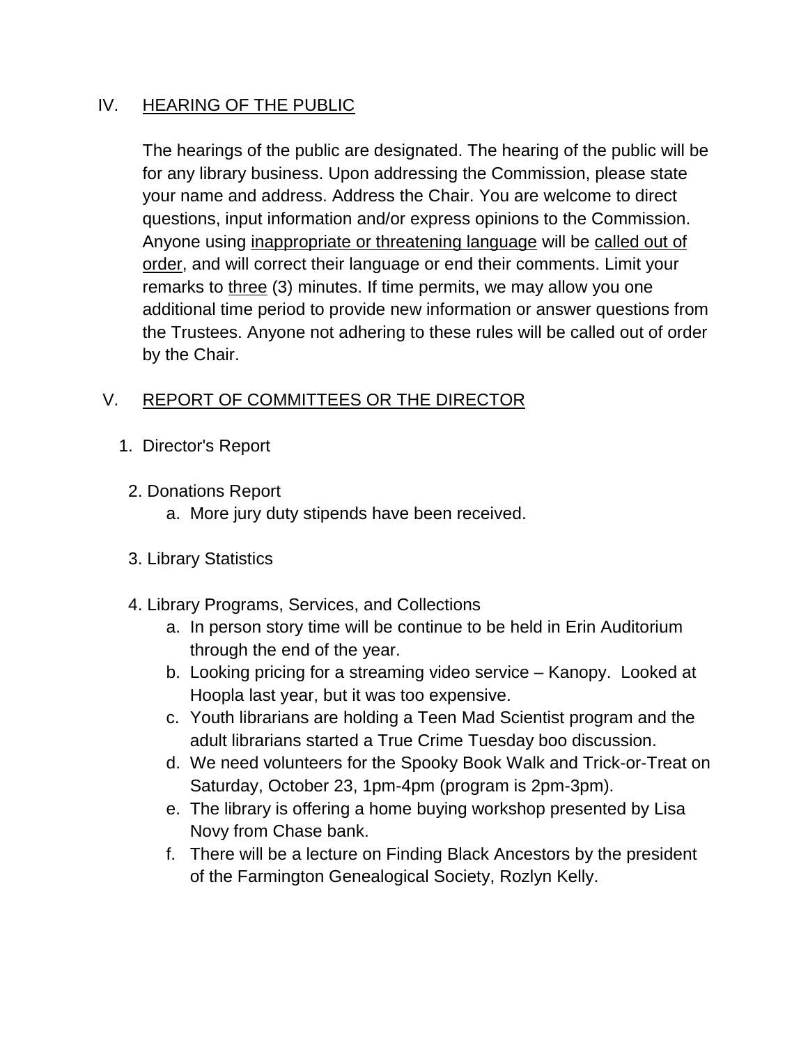## IV. HEARING OF THE PUBLIC

The hearings of the public are designated. The hearing of the public will be for any library business. Upon addressing the Commission, please state your name and address. Address the Chair. You are welcome to direct questions, input information and/or express opinions to the Commission. Anyone using <u>inappropriate or threatening language</u> will be <u>called out of order</u>, and will correct their language or end their comments. Limit your remarks to <u>three</u> (3) minutes. If time permits, we may allow you one additional time period to provide new information or answer questions from the Trustees. Anyone not adhering to these rules will be called out of order by the Chair.

## V. REPORT OF COMMITTEES OR THE DIRECTOR

1. Director's Report

2. Donations Report
   a. More jury duty stipends have been received.

3. Library Statistics

4. Library Programs, Services, and Collections
   a. In person story time will be continue to be held in Erin Auditorium through the end of the year.
   b. Looking pricing for a streaming video service – Kanopy. Looked at Hoopla last year, but it was too expensive.
   c. Youth librarians are holding a Teen Mad Scientist program and the adult librarians started a True Crime Tuesday boo discussion.
   d. We need volunteers for the Spooky Book Walk and Trick-or-Treat on Saturday, October 23, 1pm-4pm (program is 2pm-3pm).
   e. The library is offering a home buying workshop presented by Lisa Novy from Chase bank.
   f. There will be a lecture on Finding Black Ancestors by the president of the Farmington Genealogical Society, Rozlyn Kelly.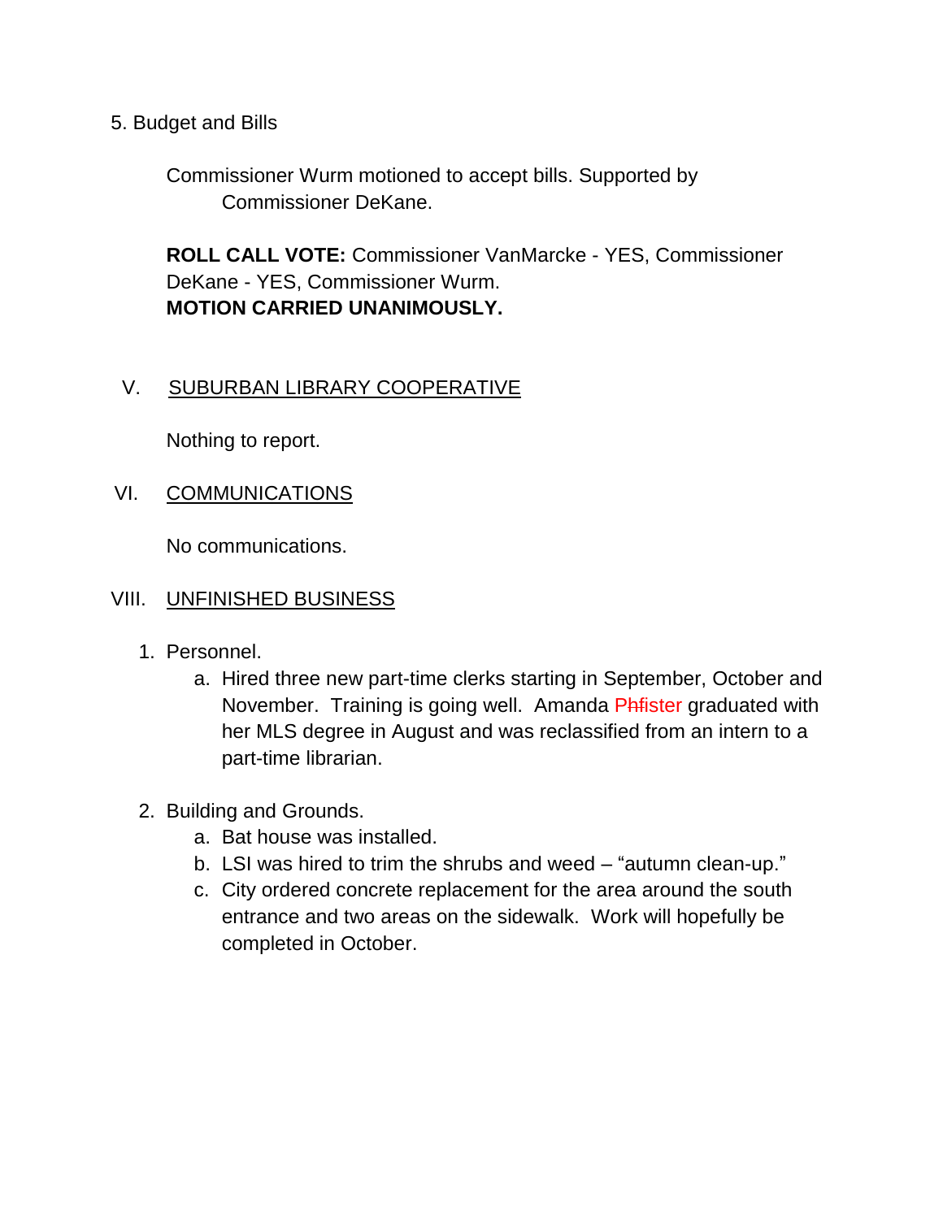5. Budget and Bills

Commissioner Wurm motioned to accept bills. Supported by Commissioner DeKane.

**ROLL CALL VOTE:** Commissioner VanMarcke - YES, Commissioner DeKane - YES, Commissioner Wurm.
**MOTION CARRIED UNANIMOUSLY.**

## V. SUBURBAN LIBRARY COOPERATIVE

Nothing to report.

## VI. COMMUNICATIONS

No communications.

## VIII. UNFINISHED BUSINESS

1. Personnel.
   a. Hired three new part-time clerks starting in September, October and November. Training is going well. Amanda P~~h~~fister graduated with her MLS degree in August and was reclassified from an intern to a part-time librarian.

2. Building and Grounds.
   a. Bat house was installed.
   b. LSI was hired to trim the shrubs and weed – "autumn clean-up."
   c. City ordered concrete replacement for the area around the south entrance and two areas on the sidewalk. Work will hopefully be completed in October.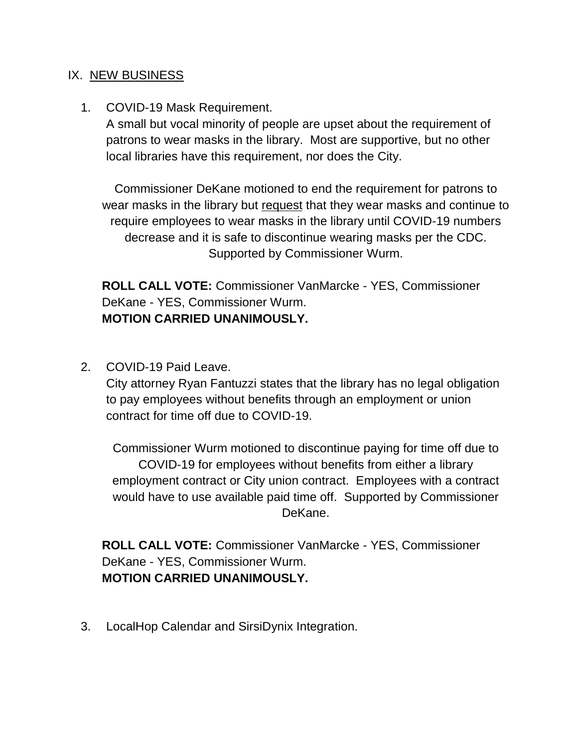## IX. <u>NEW BUSINESS</u>

1. COVID-19 Mask Requirement.
   A small but vocal minority of people are upset about the requirement of patrons to wear masks in the library. Most are supportive, but no other local libraries have this requirement, nor does the City.

   Commissioner DeKane motioned to end the requirement for patrons to wear masks in the library but <u>request</u> that they wear masks and continue to require employees to wear masks in the library until COVID-19 numbers decrease and it is safe to discontinue wearing masks per the CDC. Supported by Commissioner Wurm.

   **ROLL CALL VOTE:** Commissioner VanMarcke - YES, Commissioner DeKane - YES, Commissioner Wurm.
   **MOTION CARRIED UNANIMOUSLY.**

2. COVID-19 Paid Leave.
   City attorney Ryan Fantuzzi states that the library has no legal obligation to pay employees without benefits through an employment or union contract for time off due to COVID-19.

   Commissioner Wurm motioned to discontinue paying for time off due to COVID-19 for employees without benefits from either a library employment contract or City union contract. Employees with a contract would have to use available paid time off. Supported by Commissioner DeKane.

   **ROLL CALL VOTE:** Commissioner VanMarcke - YES, Commissioner DeKane - YES, Commissioner Wurm.
   **MOTION CARRIED UNANIMOUSLY.**

3. LocalHop Calendar and SirsiDynix Integration.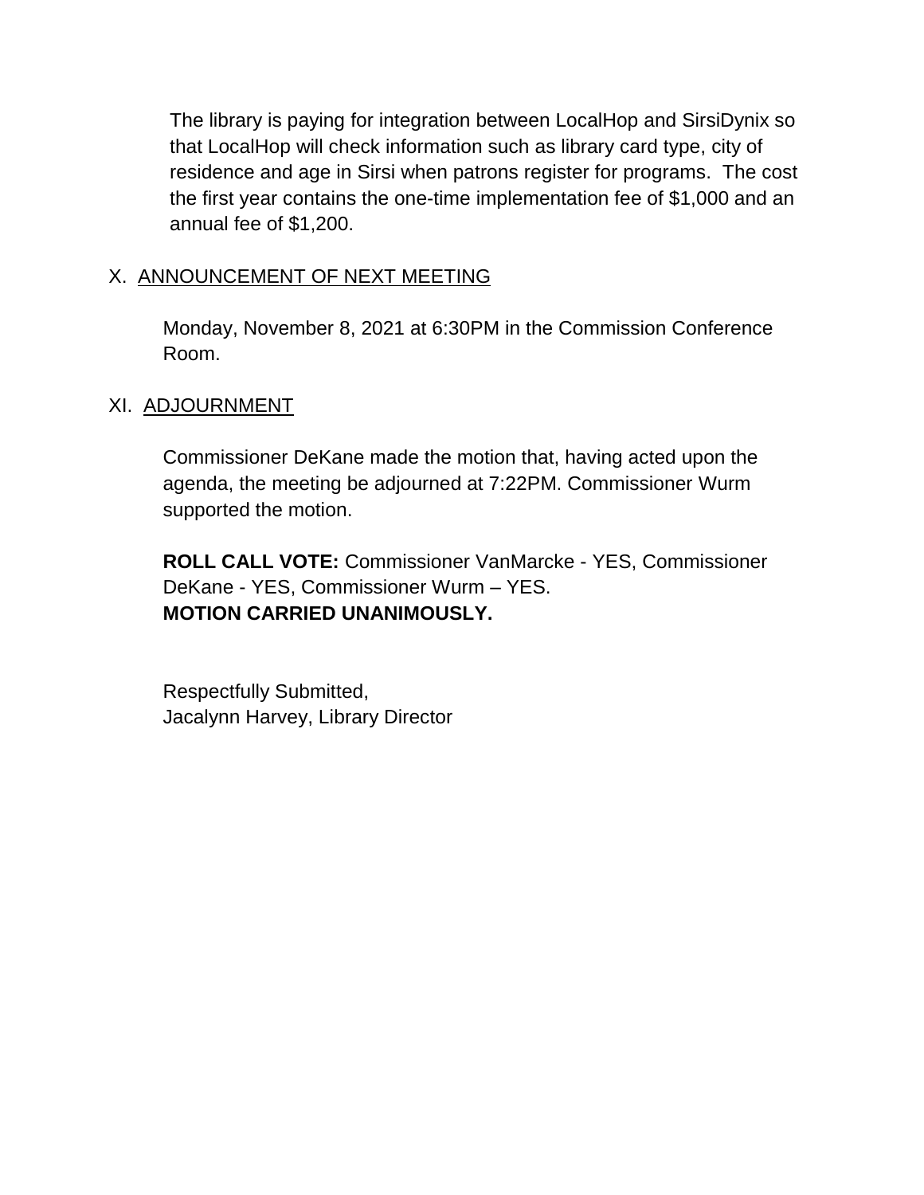The library is paying for integration between LocalHop and SirsiDynix so that LocalHop will check information such as library card type, city of residence and age in Sirsi when patrons register for programs.  The cost the first year contains the one-time implementation fee of $1,000 and an annual fee of $1,200.

## X.  ANNOUNCEMENT OF NEXT MEETING

Monday, November 8, 2021 at 6:30PM in the Commission Conference Room.

## XI.  ADJOURNMENT

Commissioner DeKane made the motion that, having acted upon the agenda, the meeting be adjourned at 7:22PM. Commissioner Wurm supported the motion.

**ROLL CALL VOTE:** Commissioner VanMarcke - YES, Commissioner DeKane - YES, Commissioner Wurm – YES.
**MOTION CARRIED UNANIMOUSLY.**

Respectfully Submitted,
Jacalynn Harvey, Library Director